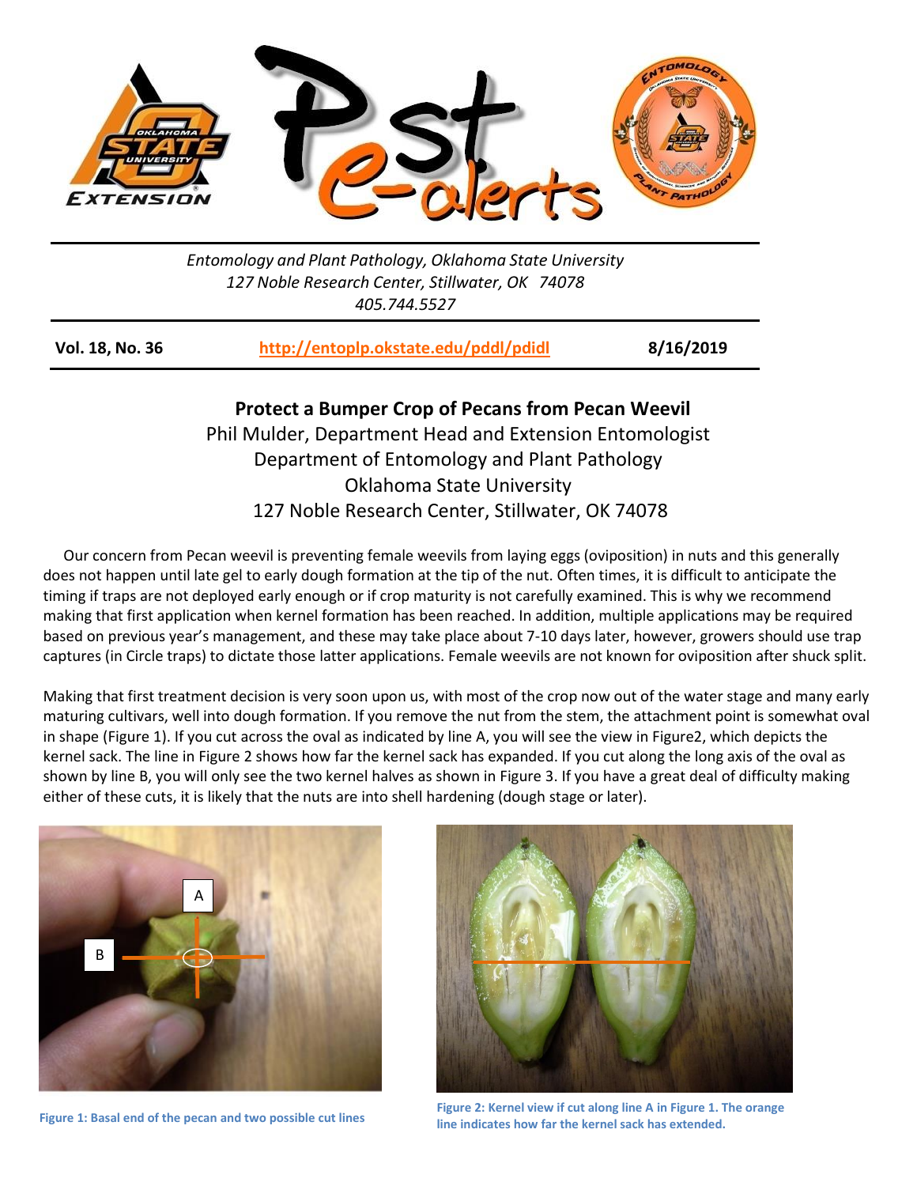Entomology and Plant Pathology, Oklahoma State University
127 Noble Research Center, Stillwater, OK 74078
405.744.5527

**Vol. 18, No. 36** **http://entoplp.okstate.edu/pddl/pdidl** **8/16/2019**

# Protect a Bumper Crop of Pecans from Pecan Weevil

Phil Mulder, Department Head and Extension Entomologist
Department of Entomology and Plant Pathology
Oklahoma State University
127 Noble Research Center, Stillwater, OK 74078

Our concern from Pecan weevil is preventing female weevils from laying eggs (oviposition) in nuts and this generally does not happen until late gel to early dough formation at the tip of the nut. Often times, it is difficult to anticipate the timing if traps are not deployed early enough or if crop maturity is not carefully examined. This is why we recommend making that first application when kernel formation has been reached. In addition, multiple applications may be required based on previous year's management, and these may take place about 7-10 days later, however, growers should use trap captures (in Circle traps) to dictate those latter applications. Female weevils are not known for oviposition after shuck split.

Making that first treatment decision is very soon upon us, with most of the crop now out of the water stage and many early maturing cultivars, well into dough formation. If you remove the nut from the stem, the attachment point is somewhat oval in shape (Figure 1). If you cut across the oval as indicated by line A, you will see the view in Figure2, which depicts the kernel sack. The line in Figure 2 shows how far the kernel sack has expanded. If you cut along the long axis of the oval as shown by line B, you will only see the two kernel halves as shown in Figure 3. If you have a great deal of difficulty making either of these cuts, it is likely that the nuts are into shell hardening (dough stage or later).

A

B

**Figure 1: Basal end of the pecan and two possible cut lines**

**Figure 2: Kernel view if cut along line A in Figure 1. The orange line indicates how far the kernel sack has extended.**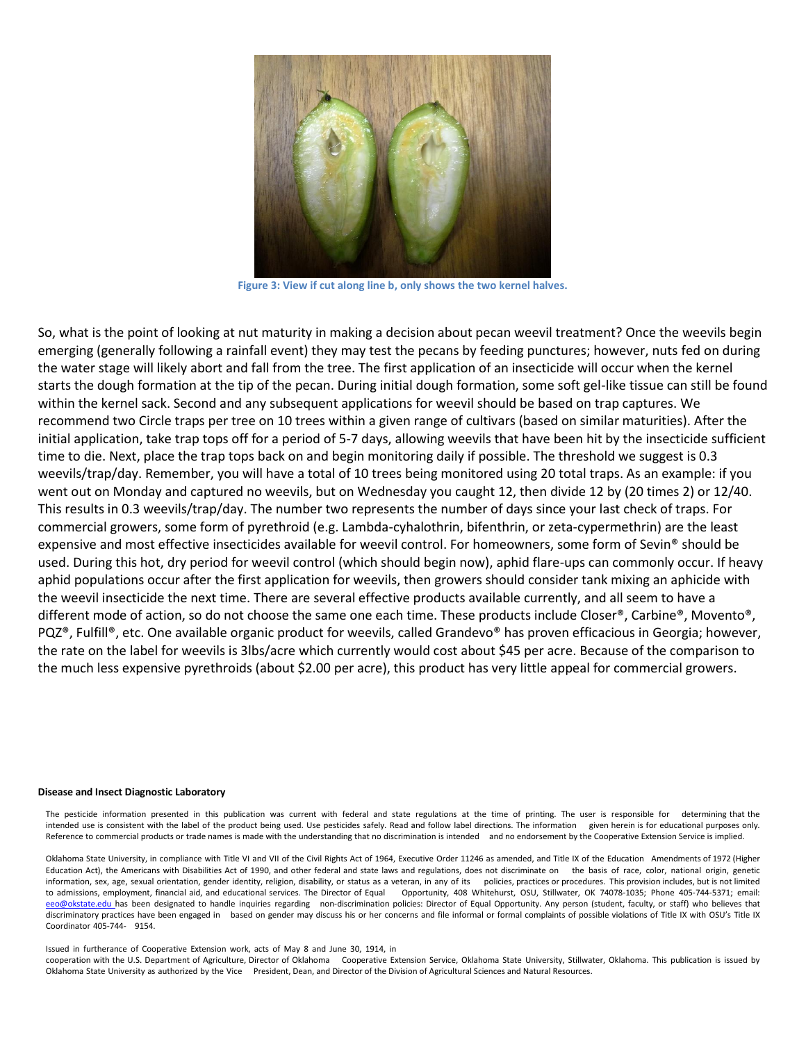Figure 3: View if cut along line b, only shows the two kernel halves.

So, what is the point of looking at nut maturity in making a decision about pecan weevil treatment? Once the weevils begin emerging (generally following a rainfall event) they may test the pecans by feeding punctures; however, nuts fed on during the water stage will likely abort and fall from the tree. The first application of an insecticide will occur when the kernel starts the dough formation at the tip of the pecan. During initial dough formation, some soft gel-like tissue can still be found within the kernel sack. Second and any subsequent applications for weevil should be based on trap captures. We recommend two Circle traps per tree on 10 trees within a given range of cultivars (based on similar maturities). After the initial application, take trap tops off for a period of 5-7 days, allowing weevils that have been hit by the insecticide sufficient time to die. Next, place the trap tops back on and begin monitoring daily if possible. The threshold we suggest is 0.3 weevils/trap/day. Remember, you will have a total of 10 trees being monitored using 20 total traps. As an example: if you went out on Monday and captured no weevils, but on Wednesday you caught 12, then divide 12 by (20 times 2) or 12/40. This results in 0.3 weevils/trap/day. The number two represents the number of days since your last check of traps. For commercial growers, some form of pyrethroid (e.g. Lambda-cyhalothrin, bifenthrin, or zeta-cypermethrin) are the least expensive and most effective insecticides available for weevil control. For homeowners, some form of Sevin® should be used. During this hot, dry period for weevil control (which should begin now), aphid flare-ups can commonly occur. If heavy aphid populations occur after the first application for weevils, then growers should consider tank mixing an aphicide with the weevil insecticide the next time. There are several effective products available currently, and all seem to have a different mode of action, so do not choose the same one each time. These products include Closer®, Carbine®, Movento®, PQZ®, Fulfill®, etc. One available organic product for weevils, called Grandevo® has proven efficacious in Georgia; however, the rate on the label for weevils is 3lbs/acre which currently would cost about $45 per acre. Because of the comparison to the much less expensive pyrethroids (about $2.00 per acre), this product has very little appeal for commercial growers.

**Disease and Insect Diagnostic Laboratory**

The pesticide information presented in this publication was current with federal and state regulations at the time of printing. The user is responsible for determining that the intended use is consistent with the label of the product being used. Use pesticides safely. Read and follow label directions. The information given herein is for educational purposes only. Reference to commercial products or trade names is made with the understanding that no discrimination is intended and no endorsement by the Cooperative Extension Service is implied.

Oklahoma State University, in compliance with Title VI and VII of the Civil Rights Act of 1964, Executive Order 11246 as amended, and Title IX of the Education Amendments of 1972 (Higher Education Act), the Americans with Disabilities Act of 1990, and other federal and state laws and regulations, does not discriminate on the basis of race, color, national origin, genetic information, sex, age, sexual orientation, gender identity, religion, disability, or status as a veteran, in any of its policies, practices or procedures. This provision includes, but is not limited to admissions, employment, financial aid, and educational services. The Director of Equal Opportunity, 408 Whitehurst, OSU, Stillwater, OK 74078-1035; Phone 405-744-5371; email: eeo@okstate.edu has been designated to handle inquiries regarding non-discrimination policies: Director of Equal Opportunity. Any person (student, faculty, or staff) who believes that discriminatory practices have been engaged in based on gender may discuss his or her concerns and file informal or formal complaints of possible violations of Title IX with OSU's Title IX Coordinator 405-744- 9154.

Issued in furtherance of Cooperative Extension work, acts of May 8 and June 30, 1914, in cooperation with the U.S. Department of Agriculture, Director of Oklahoma Cooperative Extension Service, Oklahoma State University, Stillwater, Oklahoma. This publication is issued by Oklahoma State University as authorized by the Vice President, Dean, and Director of the Division of Agricultural Sciences and Natural Resources.